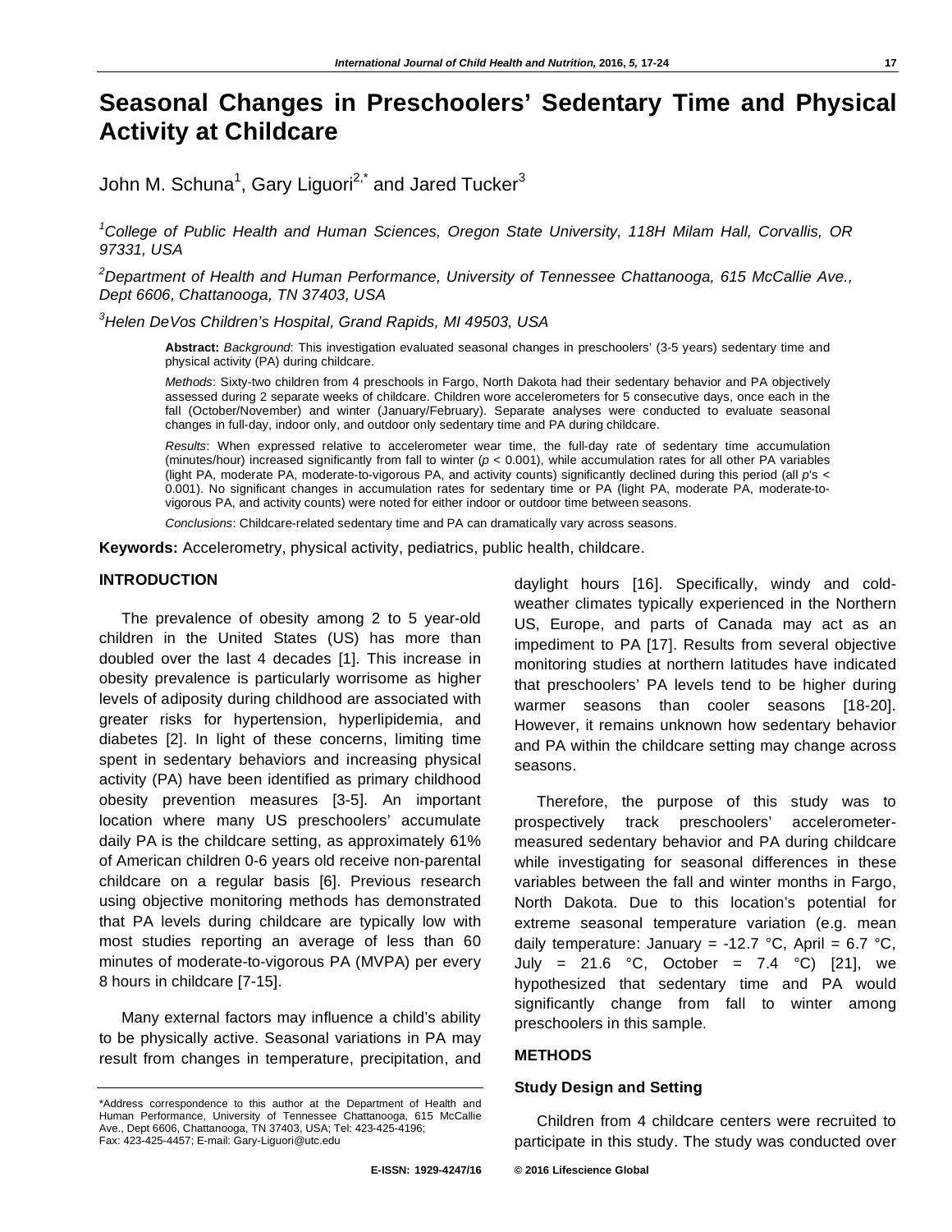# Seasonal Changes in Preschoolers' Sedentary Time and Physical Activity at Childcare

John M. Schuna[1], Gary Liguori[2,*] and Jared Tucker[3]

[1]*College of Public Health and Human Sciences, Oregon State University, 118H Milam Hall, Corvallis, OR 97331, USA*

[2]*Department of Health and Human Performance, University of Tennessee Chattanooga, 615 McCallie Ave., Dept 6606, Chattanooga, TN 37403, USA*

[3]*Helen DeVos Children's Hospital, Grand Rapids, MI 49503, USA*

**Abstract:** *Background*: This investigation evaluated seasonal changes in preschoolers' (3-5 years) sedentary time and physical activity (PA) during childcare.

*Methods*: Sixty-two children from 4 preschools in Fargo, North Dakota had their sedentary behavior and PA objectively assessed during 2 separate weeks of childcare. Children wore accelerometers for 5 consecutive days, once each in the fall (October/November) and winter (January/February). Separate analyses were conducted to evaluate seasonal changes in full-day, indoor only, and outdoor only sedentary time and PA during childcare.

*Results*: When expressed relative to accelerometer wear time, the full-day rate of sedentary time accumulation (minutes/hour) increased significantly from fall to winter ($p < 0.001$), while accumulation rates for all other PA variables (light PA, moderate PA, moderate-to-vigorous PA, and activity counts) significantly declined during this period (all $p$'s $< 0.001$). No significant changes in accumulation rates for sedentary time or PA (light PA, moderate PA, moderate-to-vigorous PA, and activity counts) were noted for either indoor or outdoor time between seasons.

*Conclusions*: Childcare-related sedentary time and PA can dramatically vary across seasons.

**Keywords:** Accelerometry, physical activity, pediatrics, public health, childcare.

## INTRODUCTION

The prevalence of obesity among 2 to 5 year-old children in the United States (US) has more than doubled over the last 4 decades [1]. This increase in obesity prevalence is particularly worrisome as higher levels of adiposity during childhood are associated with greater risks for hypertension, hyperlipidemia, and diabetes [2]. In light of these concerns, limiting time spent in sedentary behaviors and increasing physical activity (PA) have been identified as primary childhood obesity prevention measures [3-5]. An important location where many US preschoolers' accumulate daily PA is the childcare setting, as approximately 61% of American children 0-6 years old receive non-parental childcare on a regular basis [6]. Previous research using objective monitoring methods has demonstrated that PA levels during childcare are typically low with most studies reporting an average of less than 60 minutes of moderate-to-vigorous PA (MVPA) per every 8 hours in childcare [7-15].

Many external factors may influence a child's ability to be physically active. Seasonal variations in PA may result from changes in temperature, precipitation, and daylight hours [16]. Specifically, windy and cold-weather climates typically experienced in the Northern US, Europe, and parts of Canada may act as an impediment to PA [17]. Results from several objective monitoring studies at northern latitudes have indicated that preschoolers' PA levels tend to be higher during warmer seasons than cooler seasons [18-20]. However, it remains unknown how sedentary behavior and PA within the childcare setting may change across seasons.

Therefore, the purpose of this study was to prospectively track preschoolers' accelerometer-measured sedentary behavior and PA during childcare while investigating for seasonal differences in these variables between the fall and winter months in Fargo, North Dakota. Due to this location's potential for extreme seasonal temperature variation (e.g. mean daily temperature: January = -12.7 °C, April = 6.7 °C, July = 21.6 °C, October = 7.4 °C) [21], we hypothesized that sedentary time and PA would significantly change from fall to winter among preschoolers in this sample.

## METHODS

### Study Design and Setting

Children from 4 childcare centers were recruited to participate in this study. The study was conducted over

\*Address correspondence to this author at the Department of Health and Human Performance, University of Tennessee Chattanooga, 615 McCallie Ave., Dept 6606, Chattanooga, TN 37403, USA; Tel: 423-425-4196; Fax: 423-425-4457; E-mail: Gary-Liguori@utc.edu

E-ISSN: 1929-4247/16 © 2016 Lifescience Global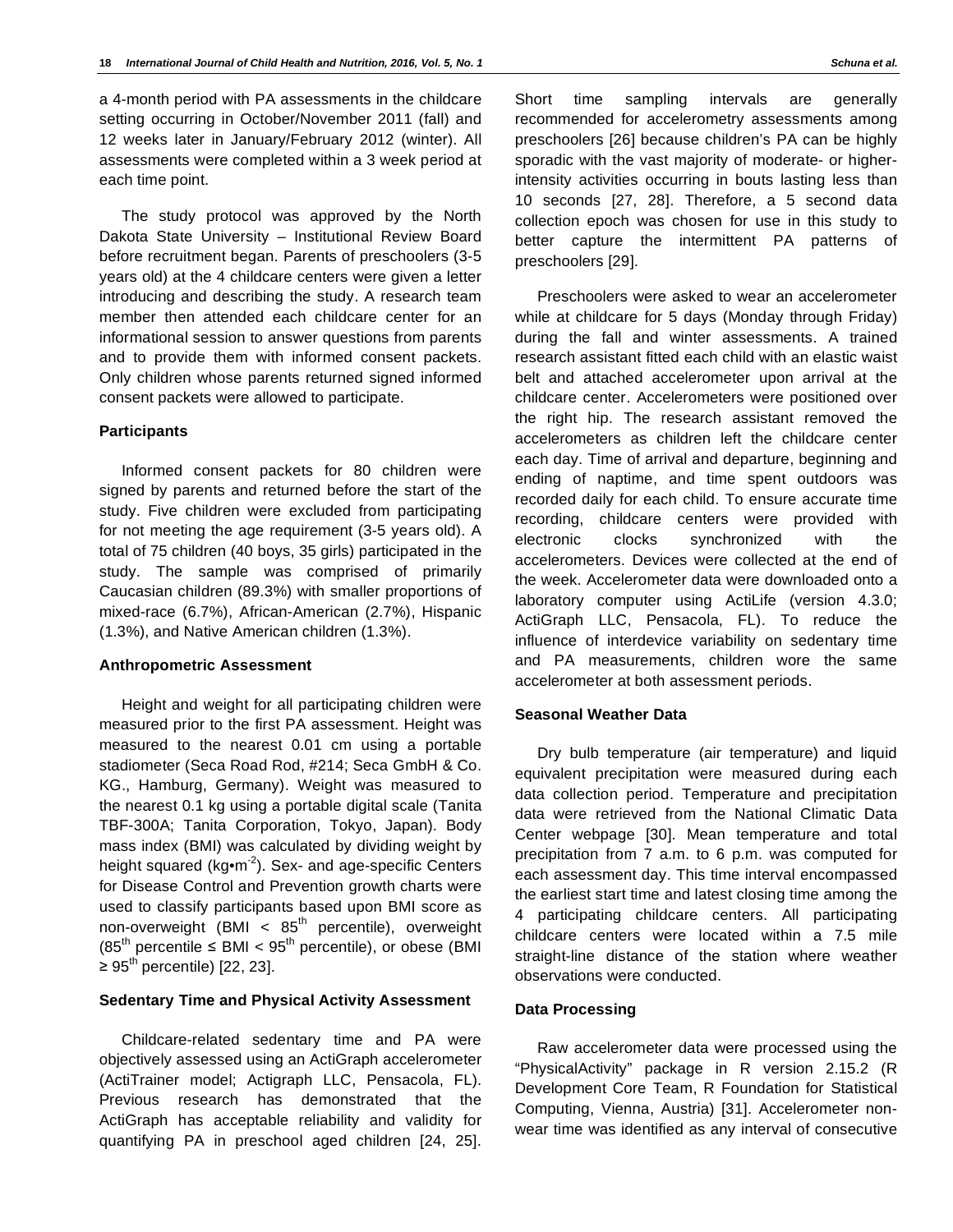a 4-month period with PA assessments in the childcare setting occurring in October/November 2011 (fall) and 12 weeks later in January/February 2012 (winter). All assessments were completed within a 3 week period at each time point.

The study protocol was approved by the North Dakota State University – Institutional Review Board before recruitment began. Parents of preschoolers (3-5 years old) at the 4 childcare centers were given a letter introducing and describing the study. A research team member then attended each childcare center for an informational session to answer questions from parents and to provide them with informed consent packets. Only children whose parents returned signed informed consent packets were allowed to participate.

### Participants

Informed consent packets for 80 children were signed by parents and returned before the start of the study. Five children were excluded from participating for not meeting the age requirement (3-5 years old). A total of 75 children (40 boys, 35 girls) participated in the study. The sample was comprised of primarily Caucasian children (89.3%) with smaller proportions of mixed-race (6.7%), African-American (2.7%), Hispanic (1.3%), and Native American children (1.3%).

### Anthropometric Assessment

Height and weight for all participating children were measured prior to the first PA assessment. Height was measured to the nearest 0.01 cm using a portable stadiometer (Seca Road Rod, #214; Seca GmbH & Co. KG., Hamburg, Germany). Weight was measured to the nearest 0.1 kg using a portable digital scale (Tanita TBF-300A; Tanita Corporation, Tokyo, Japan). Body mass index (BMI) was calculated by dividing weight by height squared ($kg \cdot m^{-2}$). Sex- and age-specific Centers for Disease Control and Prevention growth charts were used to classify participants based upon BMI score as non-overweight (BMI < $85^{th}$ percentile), overweight ($85^{th}$ percentile ≤ BMI < $95^{th}$ percentile), or obese (BMI ≥ $95^{th}$ percentile) [22, 23].

### Sedentary Time and Physical Activity Assessment

Childcare-related sedentary time and PA were objectively assessed using an ActiGraph accelerometer (ActiTrainer model; Actigraph LLC, Pensacola, FL). Previous research has demonstrated that the ActiGraph has acceptable reliability and validity for quantifying PA in preschool aged children [24, 25]. Short time sampling intervals are generally recommended for accelerometry assessments among preschoolers [26] because children's PA can be highly sporadic with the vast majority of moderate- or higher-intensity activities occurring in bouts lasting less than 10 seconds [27, 28]. Therefore, a 5 second data collection epoch was chosen for use in this study to better capture the intermittent PA patterns of preschoolers [29].

Preschoolers were asked to wear an accelerometer while at childcare for 5 days (Monday through Friday) during the fall and winter assessments. A trained research assistant fitted each child with an elastic waist belt and attached accelerometer upon arrival at the childcare center. Accelerometers were positioned over the right hip. The research assistant removed the accelerometers as children left the childcare center each day. Time of arrival and departure, beginning and ending of naptime, and time spent outdoors was recorded daily for each child. To ensure accurate time recording, childcare centers were provided with electronic clocks synchronized with the accelerometers. Devices were collected at the end of the week. Accelerometer data were downloaded onto a laboratory computer using ActiLife (version 4.3.0; ActiGraph LLC, Pensacola, FL). To reduce the influence of interdevice variability on sedentary time and PA measurements, children wore the same accelerometer at both assessment periods.

### Seasonal Weather Data

Dry bulb temperature (air temperature) and liquid equivalent precipitation were measured during each data collection period. Temperature and precipitation data were retrieved from the National Climatic Data Center webpage [30]. Mean temperature and total precipitation from 7 a.m. to 6 p.m. was computed for each assessment day. This time interval encompassed the earliest start time and latest closing time among the 4 participating childcare centers. All participating childcare centers were located within a 7.5 mile straight-line distance of the station where weather observations were conducted.

### Data Processing

Raw accelerometer data were processed using the "PhysicalActivity" package in R version 2.15.2 (R Development Core Team, R Foundation for Statistical Computing, Vienna, Austria) [31]. Accelerometer non-wear time was identified as any interval of consecutive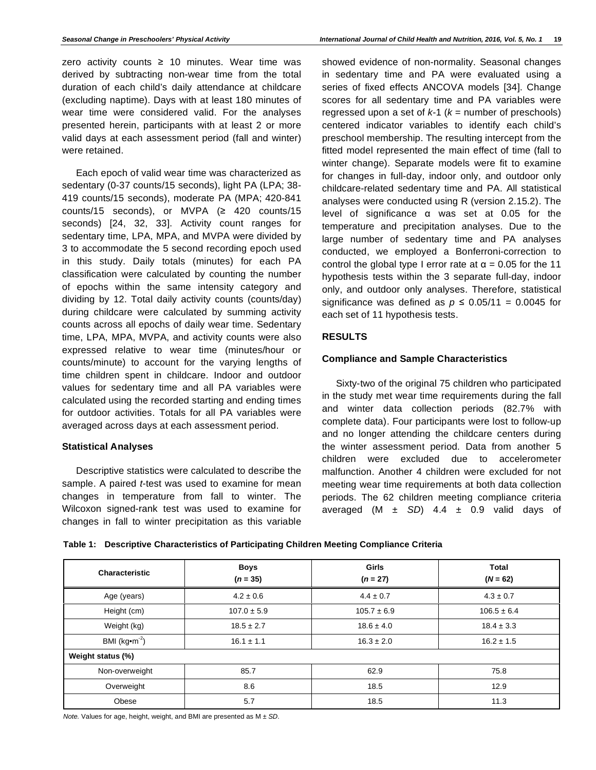zero activity counts ≥ 10 minutes. Wear time was derived by subtracting non-wear time from the total duration of each child's daily attendance at childcare (excluding naptime). Days with at least 180 minutes of wear time were considered valid. For the analyses presented herein, participants with at least 2 or more valid days at each assessment period (fall and winter) were retained.

Each epoch of valid wear time was characterized as sedentary (0-37 counts/15 seconds), light PA (LPA; 38-419 counts/15 seconds), moderate PA (MPA; 420-841 counts/15 seconds), or MVPA (≥ 420 counts/15 seconds) [24, 32, 33]. Activity count ranges for sedentary time, LPA, MPA, and MVPA were divided by 3 to accommodate the 5 second recording epoch used in this study. Daily totals (minutes) for each PA classification were calculated by counting the number of epochs within the same intensity category and dividing by 12. Total daily activity counts (counts/day) during childcare were calculated by summing activity counts across all epochs of daily wear time. Sedentary time, LPA, MPA, MVPA, and activity counts were also expressed relative to wear time (minutes/hour or counts/minute) to account for the varying lengths of time children spent in childcare. Indoor and outdoor values for sedentary time and all PA variables were calculated using the recorded starting and ending times for outdoor activities. Totals for all PA variables were averaged across days at each assessment period.

### Statistical Analyses

Descriptive statistics were calculated to describe the sample. A paired *t*-test was used to examine for mean changes in temperature from fall to winter. The Wilcoxon signed-rank test was used to examine for changes in fall to winter precipitation as this variable showed evidence of non-normality. Seasonal changes in sedentary time and PA were evaluated using a series of fixed effects ANCOVA models [34]. Change scores for all sedentary time and PA variables were regressed upon a set of $k$-1 ($k$ = number of preschools) centered indicator variables to identify each child's preschool membership. The resulting intercept from the fitted model represented the main effect of time (fall to winter change). Separate models were fit to examine for changes in full-day, indoor only, and outdoor only childcare-related sedentary time and PA. All statistical analyses were conducted using R (version 2.15.2). The level of significance $\alpha$ was set at 0.05 for the temperature and precipitation analyses. Due to the large number of sedentary time and PA analyses conducted, we employed a Bonferroni-correction to control the global type I error rate at $\alpha = 0.05$ for the 11 hypothesis tests within the 3 separate full-day, indoor only, and outdoor only analyses. Therefore, statistical significance was defined as $p \leq 0.05/11 = 0.0045$ for each set of 11 hypothesis tests.

## RESULTS

### Compliance and Sample Characteristics

Sixty-two of the original 75 children who participated in the study met wear time requirements during the fall and winter data collection periods (82.7% with complete data). Four participants were lost to follow-up and no longer attending the childcare centers during the winter assessment period. Data from another 5 children were excluded due to accelerometer malfunction. Another 4 children were excluded for not meeting wear time requirements at both data collection periods. The 62 children meeting compliance criteria averaged (M ± *SD*) 4.4 ± 0.9 valid days of

**Table 1: Descriptive Characteristics of Participating Children Meeting Compliance Criteria**

| Characteristic | Boys ($n$ = 35) | Girls ($n$ = 27) | Total ($N$ = 62) |
|---|---|---|---|
| Age (years) | 4.2 ± 0.6 | 4.4 ± 0.7 | 4.3 ± 0.7 |
| Height (cm) | 107.0 ± 5.9 | 105.7 ± 6.9 | 106.5 ± 6.4 |
| Weight (kg) | 18.5 ± 2.7 | 18.6 ± 4.0 | 18.4 ± 3.3 |
| BMI ($kg \cdot m^{-2}$) | 16.1 ± 1.1 | 16.3 ± 2.0 | 16.2 ± 1.5 |
| **Weight status (%)** | | | |
| Non-overweight | 85.7 | 62.9 | 75.8 |
| Overweight | 8.6 | 18.5 | 12.9 |
| Obese | 5.7 | 18.5 | 11.3 |

*Note.* Values for age, height, weight, and BMI are presented as M ± *SD*.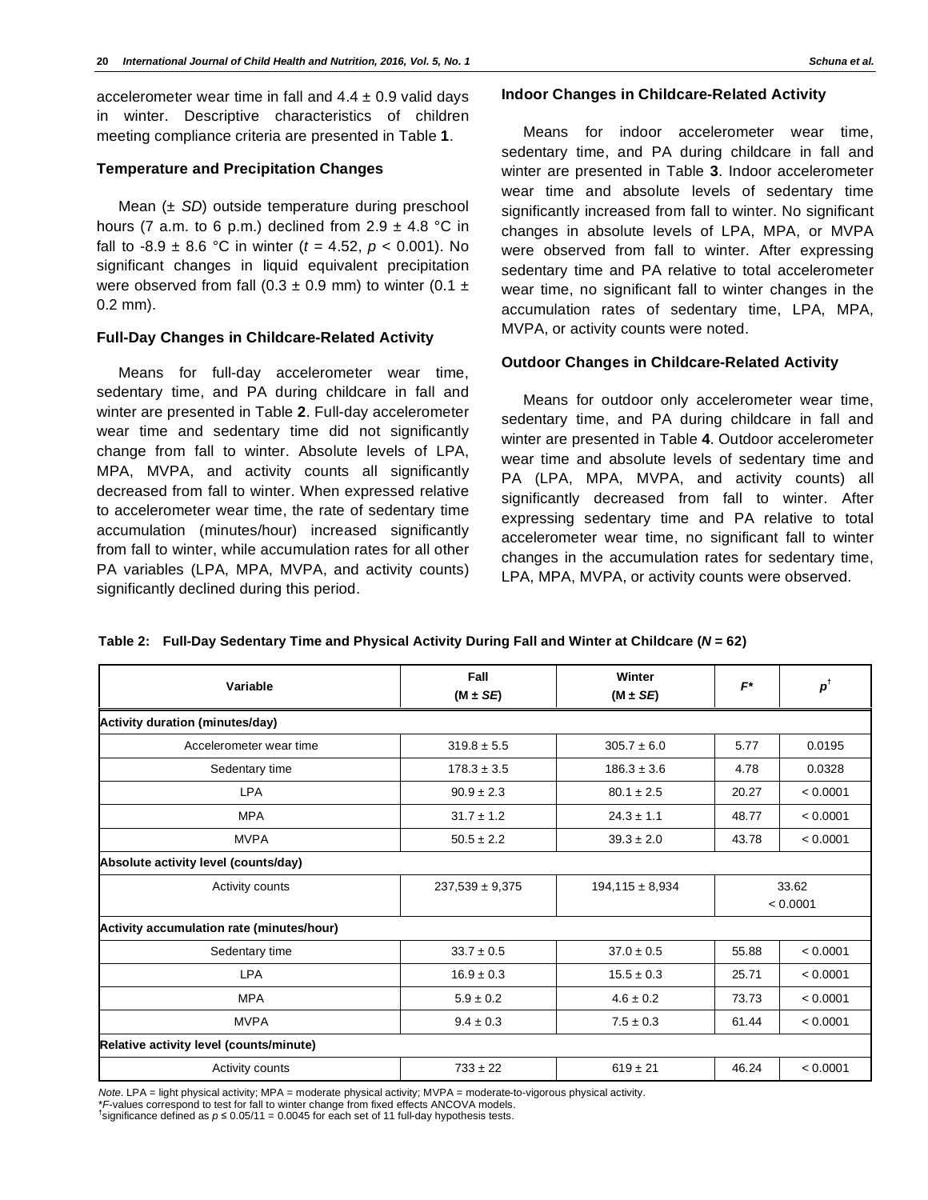accelerometer wear time in fall and 4.4 ± 0.9 valid days in winter. Descriptive characteristics of children meeting compliance criteria are presented in Table **1**.

### Temperature and Precipitation Changes

Mean (± *SD*) outside temperature during preschool hours (7 a.m. to 6 p.m.) declined from 2.9 ± 4.8 °C in fall to -8.9 ± 8.6 °C in winter ($t = 4.52$, $p < 0.001$). No significant changes in liquid equivalent precipitation were observed from fall (0.3 ± 0.9 mm) to winter (0.1 ± 0.2 mm).

### Full-Day Changes in Childcare-Related Activity

Means for full-day accelerometer wear time, sedentary time, and PA during childcare in fall and winter are presented in Table **2**. Full-day accelerometer wear time and sedentary time did not significantly change from fall to winter. Absolute levels of LPA, MPA, MVPA, and activity counts all significantly decreased from fall to winter. When expressed relative to accelerometer wear time, the rate of sedentary time accumulation (minutes/hour) increased significantly from fall to winter, while accumulation rates for all other PA variables (LPA, MPA, MVPA, and activity counts) significantly declined during this period.

### Indoor Changes in Childcare-Related Activity

Means for indoor accelerometer wear time, sedentary time, and PA during childcare in fall and winter are presented in Table **3**. Indoor accelerometer wear time and absolute levels of sedentary time significantly increased from fall to winter. No significant changes in absolute levels of LPA, MPA, or MVPA were observed from fall to winter. After expressing sedentary time and PA relative to total accelerometer wear time, no significant fall to winter changes in the accumulation rates of sedentary time, LPA, MPA, MVPA, or activity counts were noted.

### Outdoor Changes in Childcare-Related Activity

Means for outdoor only accelerometer wear time, sedentary time, and PA during childcare in fall and winter are presented in Table **4**. Outdoor accelerometer wear time and absolute levels of sedentary time and PA (LPA, MPA, MVPA, and activity counts) all significantly decreased from fall to winter. After expressing sedentary time and PA relative to total accelerometer wear time, no significant fall to winter changes in the accumulation rates for sedentary time, LPA, MPA, MVPA, or activity counts were observed.

**Table 2: Full-Day Sedentary Time and Physical Activity During Fall and Winter at Childcare (*N* = 62)**

| Variable | Fall (M ± *SE*) | Winter (M ± *SE*) | *F\** | $p^{\dagger}$ |
|---|---|---|---|---|
| **Activity duration (minutes/day)** | | | | |
| Accelerometer wear time | 319.8 ± 5.5 | 305.7 ± 6.0 | 5.77 | 0.0195 |
| Sedentary time | 178.3 ± 3.5 | 186.3 ± 3.6 | 4.78 | 0.0328 |
| LPA | 90.9 ± 2.3 | 80.1 ± 2.5 | 20.27 | < 0.0001 |
| MPA | 31.7 ± 1.2 | 24.3 ± 1.1 | 48.77 | < 0.0001 |
| MVPA | 50.5 ± 2.2 | 39.3 ± 2.0 | 43.78 | < 0.0001 |
| **Absolute activity level (counts/day)** | | | | |
| Activity counts | 237,539 ± 9,375 | 194,115 ± 8,934 | 33.62 | < 0.0001 |
| **Activity accumulation rate (minutes/hour)** | | | | |
| Sedentary time | 33.7 ± 0.5 | 37.0 ± 0.5 | 55.88 | < 0.0001 |
| LPA | 16.9 ± 0.3 | 15.5 ± 0.3 | 25.71 | < 0.0001 |
| MPA | 5.9 ± 0.2 | 4.6 ± 0.2 | 73.73 | < 0.0001 |
| MVPA | 9.4 ± 0.3 | 7.5 ± 0.3 | 61.44 | < 0.0001 |
| **Relative activity level (counts/minute)** | | | | |
| Activity counts | 733 ± 22 | 619 ± 21 | 46.24 | < 0.0001 |

*Note.* LPA = light physical activity; MPA = moderate physical activity; MVPA = moderate-to-vigorous physical activity.
\**F*-values correspond to test for fall to winter change from fixed effects ANCOVA models.
[†]significance defined as $p \leq 0.05/11 = 0.0045$ for each set of 11 full-day hypothesis tests.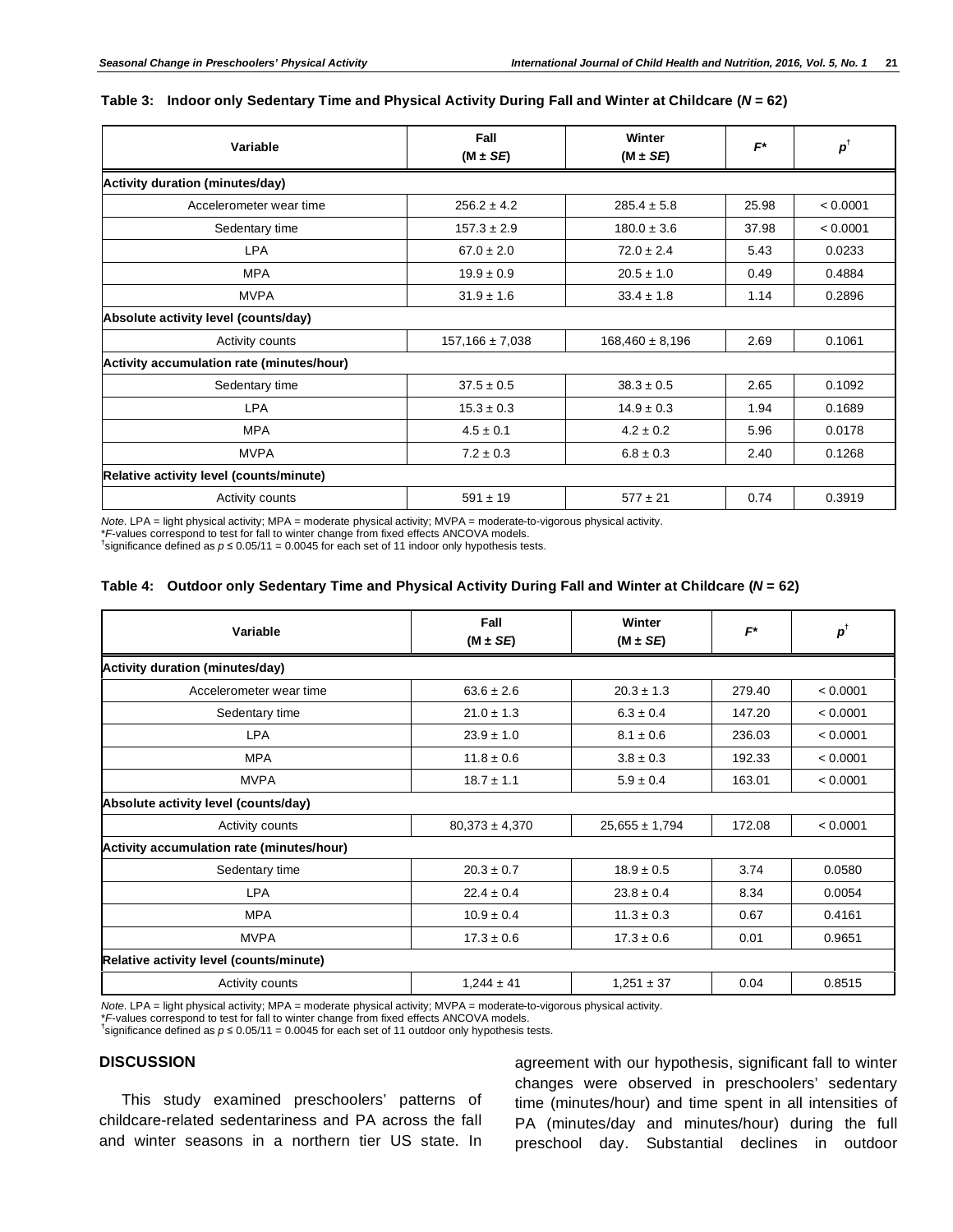**Table 3: Indoor only Sedentary Time and Physical Activity During Fall and Winter at Childcare (*N* = 62)**

| Variable | Fall (M ± *SE*) | Winter (M ± *SE*) | *F** | $p^{\dagger}$ |
|---|---|---|---|---|
| **Activity duration (minutes/day)** | | | | |
| Accelerometer wear time | 256.2 ± 4.2 | 285.4 ± 5.8 | 25.98 | < 0.0001 |
| Sedentary time | 157.3 ± 2.9 | 180.0 ± 3.6 | 37.98 | < 0.0001 |
| LPA | 67.0 ± 2.0 | 72.0 ± 2.4 | 5.43 | 0.0233 |
| MPA | 19.9 ± 0.9 | 20.5 ± 1.0 | 0.49 | 0.4884 |
| MVPA | 31.9 ± 1.6 | 33.4 ± 1.8 | 1.14 | 0.2896 |
| **Absolute activity level (counts/day)** | | | | |
| Activity counts | 157,166 ± 7,038 | 168,460 ± 8,196 | 2.69 | 0.1061 |
| **Activity accumulation rate (minutes/hour)** | | | | |
| Sedentary time | 37.5 ± 0.5 | 38.3 ± 0.5 | 2.65 | 0.1092 |
| LPA | 15.3 ± 0.3 | 14.9 ± 0.3 | 1.94 | 0.1689 |
| MPA | 4.5 ± 0.1 | 4.2 ± 0.2 | 5.96 | 0.0178 |
| MVPA | 7.2 ± 0.3 | 6.8 ± 0.3 | 2.40 | 0.1268 |
| **Relative activity level (counts/minute)** | | | | |
| Activity counts | 591 ± 19 | 577 ± 21 | 0.74 | 0.3919 |

*Note*. LPA = light physical activity; MPA = moderate physical activity; MVPA = moderate-to-vigorous physical activity.
**F*-values correspond to test for fall to winter change from fixed effects ANCOVA models.
†significance defined as $p \leq 0.05/11 = 0.0045$ for each set of 11 indoor only hypothesis tests.

**Table 4: Outdoor only Sedentary Time and Physical Activity During Fall and Winter at Childcare (*N* = 62)**

| Variable | Fall (M ± *SE*) | Winter (M ± *SE*) | *F** | $p^{\dagger}$ |
|---|---|---|---|---|
| **Activity duration (minutes/day)** | | | | |
| Accelerometer wear time | 63.6 ± 2.6 | 20.3 ± 1.3 | 279.40 | < 0.0001 |
| Sedentary time | 21.0 ± 1.3 | 6.3 ± 0.4 | 147.20 | < 0.0001 |
| LPA | 23.9 ± 1.0 | 8.1 ± 0.6 | 236.03 | < 0.0001 |
| MPA | 11.8 ± 0.6 | 3.8 ± 0.3 | 192.33 | < 0.0001 |
| MVPA | 18.7 ± 1.1 | 5.9 ± 0.4 | 163.01 | < 0.0001 |
| **Absolute activity level (counts/day)** | | | | |
| Activity counts | 80,373 ± 4,370 | 25,655 ± 1,794 | 172.08 | < 0.0001 |
| **Activity accumulation rate (minutes/hour)** | | | | |
| Sedentary time | 20.3 ± 0.7 | 18.9 ± 0.5 | 3.74 | 0.0580 |
| LPA | 22.4 ± 0.4 | 23.8 ± 0.4 | 8.34 | 0.0054 |
| MPA | 10.9 ± 0.4 | 11.3 ± 0.3 | 0.67 | 0.4161 |
| MVPA | 17.3 ± 0.6 | 17.3 ± 0.6 | 0.01 | 0.9651 |
| **Relative activity level (counts/minute)** | | | | |
| Activity counts | 1,244 ± 41 | 1,251 ± 37 | 0.04 | 0.8515 |

*Note*. LPA = light physical activity; MPA = moderate physical activity; MVPA = moderate-to-vigorous physical activity.
**F*-values correspond to test for fall to winter change from fixed effects ANCOVA models.
†significance defined as $p \leq 0.05/11 = 0.0045$ for each set of 11 outdoor only hypothesis tests.

## DISCUSSION

This study examined preschoolers' patterns of childcare-related sedentariness and PA across the fall and winter seasons in a northern tier US state. In agreement with our hypothesis, significant fall to winter changes were observed in preschoolers' sedentary time (minutes/hour) and time spent in all intensities of PA (minutes/day and minutes/hour) during the full preschool day. Substantial declines in outdoor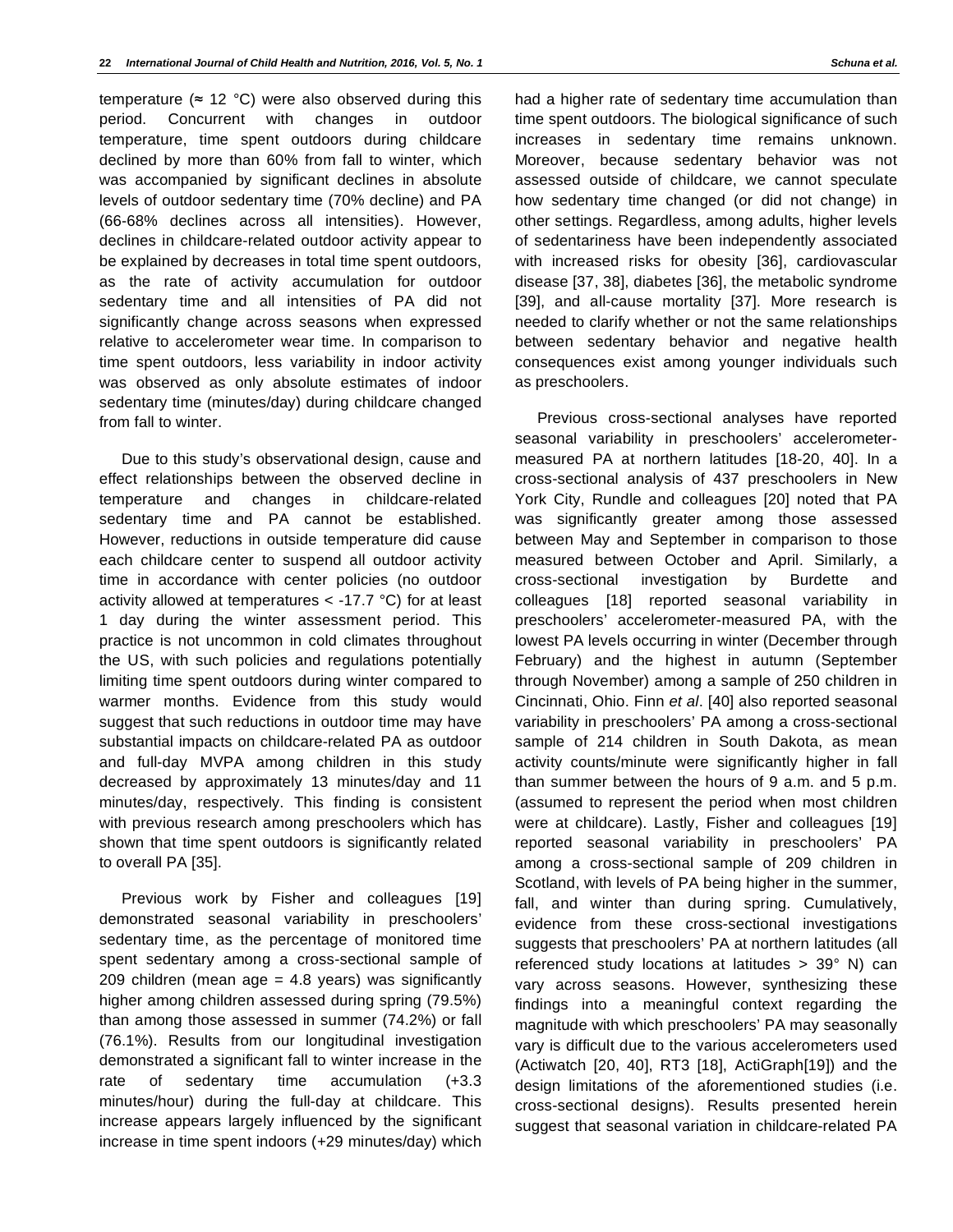temperature (≈ 12 °C) were also observed during this period. Concurrent with changes in outdoor temperature, time spent outdoors during childcare declined by more than 60% from fall to winter, which was accompanied by significant declines in absolute levels of outdoor sedentary time (70% decline) and PA (66-68% declines across all intensities). However, declines in childcare-related outdoor activity appear to be explained by decreases in total time spent outdoors, as the rate of activity accumulation for outdoor sedentary time and all intensities of PA did not significantly change across seasons when expressed relative to accelerometer wear time. In comparison to time spent outdoors, less variability in indoor activity was observed as only absolute estimates of indoor sedentary time (minutes/day) during childcare changed from fall to winter.

Due to this study's observational design, cause and effect relationships between the observed decline in temperature and changes in childcare-related sedentary time and PA cannot be established. However, reductions in outside temperature did cause each childcare center to suspend all outdoor activity time in accordance with center policies (no outdoor activity allowed at temperatures < -17.7 °C) for at least 1 day during the winter assessment period. This practice is not uncommon in cold climates throughout the US, with such policies and regulations potentially limiting time spent outdoors during winter compared to warmer months. Evidence from this study would suggest that such reductions in outdoor time may have substantial impacts on childcare-related PA as outdoor and full-day MVPA among children in this study decreased by approximately 13 minutes/day and 11 minutes/day, respectively. This finding is consistent with previous research among preschoolers which has shown that time spent outdoors is significantly related to overall PA [35].

Previous work by Fisher and colleagues [19] demonstrated seasonal variability in preschoolers' sedentary time, as the percentage of monitored time spent sedentary among a cross-sectional sample of 209 children (mean age = 4.8 years) was significantly higher among children assessed during spring (79.5%) than among those assessed in summer (74.2%) or fall (76.1%). Results from our longitudinal investigation demonstrated a significant fall to winter increase in the rate of sedentary time accumulation (+3.3 minutes/hour) during the full-day at childcare. This increase appears largely influenced by the significant increase in time spent indoors (+29 minutes/day) which had a higher rate of sedentary time accumulation than time spent outdoors. The biological significance of such increases in sedentary time remains unknown. Moreover, because sedentary behavior was not assessed outside of childcare, we cannot speculate how sedentary time changed (or did not change) in other settings. Regardless, among adults, higher levels of sedentariness have been independently associated with increased risks for obesity [36], cardiovascular disease [37, 38], diabetes [36], the metabolic syndrome [39], and all-cause mortality [37]. More research is needed to clarify whether or not the same relationships between sedentary behavior and negative health consequences exist among younger individuals such as preschoolers.

Previous cross-sectional analyses have reported seasonal variability in preschoolers' accelerometer-measured PA at northern latitudes [18-20, 40]. In a cross-sectional analysis of 437 preschoolers in New York City, Rundle and colleagues [20] noted that PA was significantly greater among those assessed between May and September in comparison to those measured between October and April. Similarly, a cross-sectional investigation by Burdette and colleagues [18] reported seasonal variability in preschoolers' accelerometer-measured PA, with the lowest PA levels occurring in winter (December through February) and the highest in autumn (September through November) among a sample of 250 children in Cincinnati, Ohio. Finn *et al*. [40] also reported seasonal variability in preschoolers' PA among a cross-sectional sample of 214 children in South Dakota, as mean activity counts/minute were significantly higher in fall than summer between the hours of 9 a.m. and 5 p.m. (assumed to represent the period when most children were at childcare). Lastly, Fisher and colleagues [19] reported seasonal variability in preschoolers' PA among a cross-sectional sample of 209 children in Scotland, with levels of PA being higher in the summer, fall, and winter than during spring. Cumulatively, evidence from these cross-sectional investigations suggests that preschoolers' PA at northern latitudes (all referenced study locations at latitudes > 39° N) can vary across seasons. However, synthesizing these findings into a meaningful context regarding the magnitude with which preschoolers' PA may seasonally vary is difficult due to the various accelerometers used (Actiwatch [20, 40], RT3 [18], ActiGraph[19]) and the design limitations of the aforementioned studies (i.e. cross-sectional designs). Results presented herein suggest that seasonal variation in childcare-related PA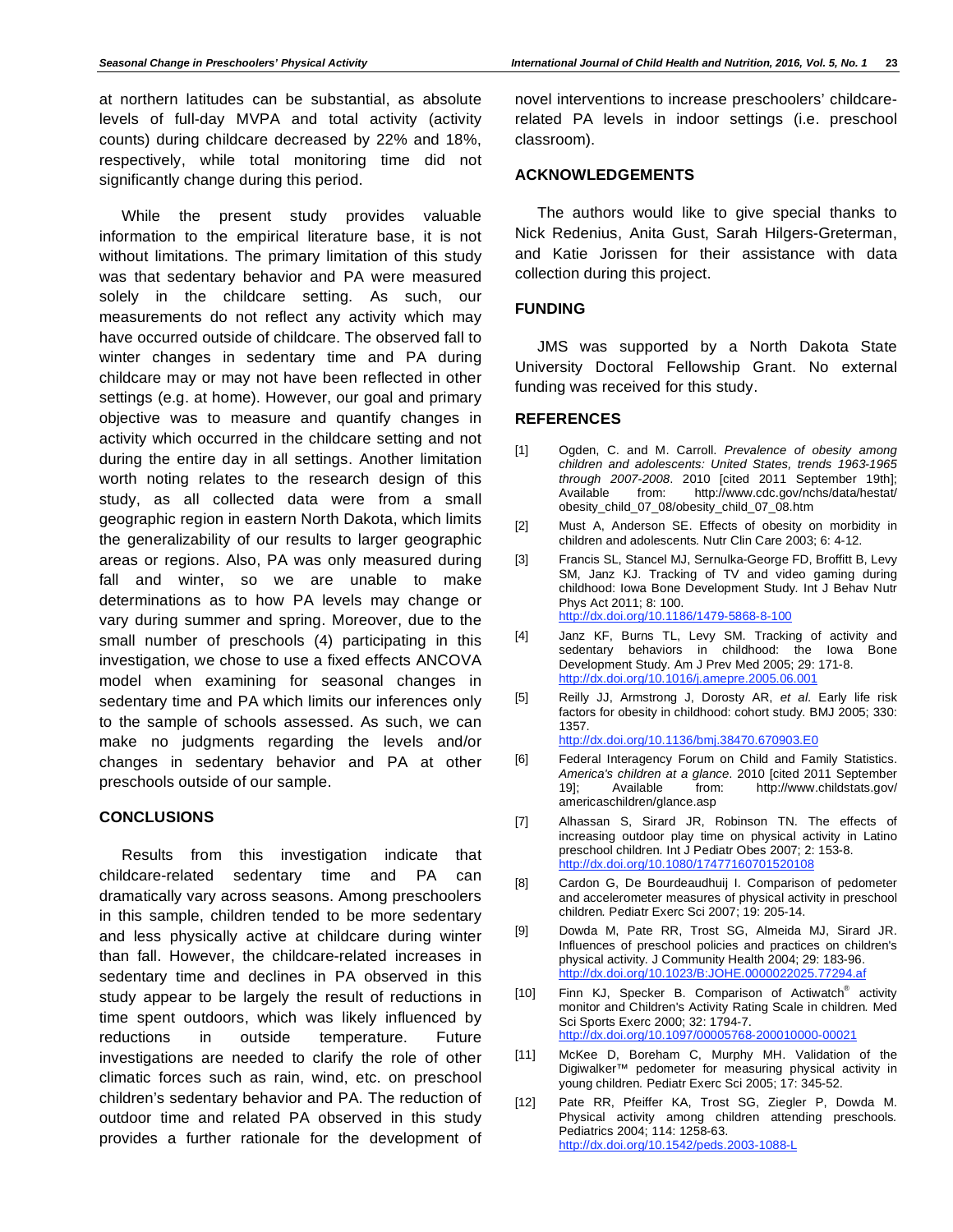at northern latitudes can be substantial, as absolute levels of full-day MVPA and total activity (activity counts) during childcare decreased by 22% and 18%, respectively, while total monitoring time did not significantly change during this period.

While the present study provides valuable information to the empirical literature base, it is not without limitations. The primary limitation of this study was that sedentary behavior and PA were measured solely in the childcare setting. As such, our measurements do not reflect any activity which may have occurred outside of childcare. The observed fall to winter changes in sedentary time and PA during childcare may or may not have been reflected in other settings (e.g. at home). However, our goal and primary objective was to measure and quantify changes in activity which occurred in the childcare setting and not during the entire day in all settings. Another limitation worth noting relates to the research design of this study, as all collected data were from a small geographic region in eastern North Dakota, which limits the generalizability of our results to larger geographic areas or regions. Also, PA was only measured during fall and winter, so we are unable to make determinations as to how PA levels may change or vary during summer and spring. Moreover, due to the small number of preschools (4) participating in this investigation, we chose to use a fixed effects ANCOVA model when examining for seasonal changes in sedentary time and PA which limits our inferences only to the sample of schools assessed. As such, we can make no judgments regarding the levels and/or changes in sedentary behavior and PA at other preschools outside of our sample.

## CONCLUSIONS

Results from this investigation indicate that childcare-related sedentary time and PA can dramatically vary across seasons. Among preschoolers in this sample, children tended to be more sedentary and less physically active at childcare during winter than fall. However, the childcare-related increases in sedentary time and declines in PA observed in this study appear to be largely the result of reductions in time spent outdoors, which was likely influenced by reductions in outside temperature. Future investigations are needed to clarify the role of other climatic forces such as rain, wind, etc. on preschool children's sedentary behavior and PA. The reduction of outdoor time and related PA observed in this study provides a further rationale for the development of novel interventions to increase preschoolers' childcare-related PA levels in indoor settings (i.e. preschool classroom).

## ACKNOWLEDGEMENTS

The authors would like to give special thanks to Nick Redenius, Anita Gust, Sarah Hilgers-Greterman, and Katie Jorissen for their assistance with data collection during this project.

## FUNDING

JMS was supported by a North Dakota State University Doctoral Fellowship Grant. No external funding was received for this study.

## REFERENCES

[1] Ogden, C. and M. Carroll. *Prevalence of obesity among children and adolescents: United States, trends 1963-1965 through 2007-2008*. 2010 [cited 2011 September 19th]; Available from: http://www.cdc.gov/nchs/data/hestat/obesity_child_07_08/obesity_child_07_08.htm

[2] Must A, Anderson SE. Effects of obesity on morbidity in children and adolescents. Nutr Clin Care 2003; 6: 4-12.

[3] Francis SL, Stancel MJ, Sernulka-George FD, Broffitt B, Levy SM, Janz KJ. Tracking of TV and video gaming during childhood: Iowa Bone Development Study. Int J Behav Nutr Phys Act 2011; 8: 100. http://dx.doi.org/10.1186/1479-5868-8-100

[4] Janz KF, Burns TL, Levy SM. Tracking of activity and sedentary behaviors in childhood: the Iowa Bone Development Study. Am J Prev Med 2005; 29: 171-8. http://dx.doi.org/10.1016/j.amepre.2005.06.001

[5] Reilly JJ, Armstrong J, Dorosty AR, *et al*. Early life risk factors for obesity in childhood: cohort study. BMJ 2005; 330: 1357. http://dx.doi.org/10.1136/bmj.38470.670903.E0

[6] Federal Interagency Forum on Child and Family Statistics. *America's children at a glance*. 2010 [cited 2011 September 19]; Available from: http://www.childstats.gov/americaschildren/glance.asp

[7] Alhassan S, Sirard JR, Robinson TN. The effects of increasing outdoor play time on physical activity in Latino preschool children. Int J Pediatr Obes 2007; 2: 153-8. http://dx.doi.org/10.1080/17477160701520108

[8] Cardon G, De Bourdeaudhuij I. Comparison of pedometer and accelerometer measures of physical activity in preschool children. Pediatr Exerc Sci 2007; 19: 205-14.

[9] Dowda M, Pate RR, Trost SG, Almeida MJ, Sirard JR. Influences of preschool policies and practices on children's physical activity. J Community Health 2004; 29: 183-96. http://dx.doi.org/10.1023/B:JOHE.0000022025.77294.af

[10] Finn KJ, Specker B. Comparison of Actiwatch® activity monitor and Children's Activity Rating Scale in children. Med Sci Sports Exerc 2000; 32: 1794-7. http://dx.doi.org/10.1097/00005768-200010000-00021

[11] McKee D, Boreham C, Murphy MH. Validation of the Digiwalker™ pedometer for measuring physical activity in young children. Pediatr Exerc Sci 2005; 17: 345-52.

[12] Pate RR, Pfeiffer KA, Trost SG, Ziegler P, Dowda M. Physical activity among children attending preschools. Pediatrics 2004; 114: 1258-63. http://dx.doi.org/10.1542/peds.2003-1088-L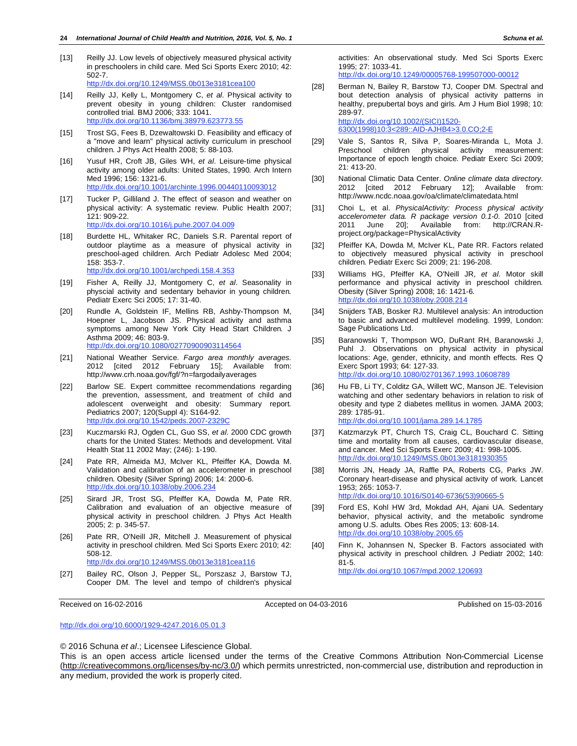[13] Reilly JJ. Low levels of objectively measured physical activity in preschoolers in child care. Med Sci Sports Exerc 2010; 42: 502-7.
http://dx.doi.org/10.1249/MSS.0b013e3181cea100

[14] Reilly JJ, Kelly L, Montgomery C, *et al*. Physical activity to prevent obesity in young children: Cluster randomised controlled trial. BMJ 2006; 333: 1041.
http://dx.doi.org/10.1136/bmj.38979.623773.55

[15] Trost SG, Fees B, Dzewaltowski D. Feasibility and efficacy of a "move and learn" physical activity curriculum in preschool children. J Phys Act Health 2008; 5: 88-103.

[16] Yusuf HR, Croft JB, Giles WH, *et al*. Leisure-time physical activity among older adults: United States, 1990. Arch Intern Med 1996; 156: 1321-6.
http://dx.doi.org/10.1001/archinte.1996.00440110093012

[17] Tucker P, Gilliland J. The effect of season and weather on physical activity: A systematic review. Public Health 2007; 121: 909-22.
http://dx.doi.org/10.1016/j.puhe.2007.04.009

[18] Burdette HL, Whitaker RC, Daniels S.R. Parental report of outdoor playtime as a measure of physical activity in preschool-aged children. Arch Pediatr Adolesc Med 2004; 158: 353-7.
http://dx.doi.org/10.1001/archpedi.158.4.353

[19] Fisher A, Reilly JJ, Montgomery C, *et al*. Seasonality in physcial activity and sedentary behavior in young children. Pediatr Exerc Sci 2005; 17: 31-40.

[20] Rundle A, Goldstein IF, Mellins RB, Ashby-Thompson M, Hoepner L, Jacobson JS. Physical activity and asthma symptoms among New York City Head Start Children. J Asthma 2009; 46: 803-9.
http://dx.doi.org/10.1080/02770900903114564

[21] National Weather Service. *Fargo area monthly averages.* 2012 [cited 2012 February 15]; Available from: http://www.crh.noaa.gov/fgf/?n=fargodailyaverages

[22] Barlow SE. Expert committee recommendations regarding the prevention, assessment, and treatment of child and adolescent overweight and obesity: Summary report. Pediatrics 2007; 120(Suppl 4): S164-92.
http://dx.doi.org/10.1542/peds.2007-2329C

[23] Kuczmarski RJ, Ogden CL, Guo SS, *et al*. 2000 CDC growth charts for the United States: Methods and development. Vital Health Stat 11 2002 May; (246): 1-190.

[24] Pate RR, Almeida MJ, McIver KL, Pfeiffer KA, Dowda M. Validation and calibration of an accelerometer in preschool children. Obesity (Silver Spring) 2006; 14: 2000-6.
http://dx.doi.org/10.1038/oby.2006.234

[25] Sirard JR, Trost SG, Pfeiffer KA, Dowda M, Pate RR. Calibration and evaluation of an objective measure of physical activity in preschool children. J Phys Act Health 2005; 2: p. 345-57.

[26] Pate RR, O'Neill JR, Mitchell J. Measurement of physical activity in preschool children. Med Sci Sports Exerc 2010; 42: 508-12.
http://dx.doi.org/10.1249/MSS.0b013e3181cea116

[27] Bailey RC, Olson J, Pepper SL, Porszasz J, Barstow TJ, Cooper DM. The level and tempo of children's physical activities: An observational study. Med Sci Sports Exerc 1995; 27: 1033-41.
http://dx.doi.org/10.1249/00005768-199507000-00012

[28] Berman N, Bailey R, Barstow TJ, Cooper DM. Spectral and bout detection analysis of physical activity patterns in healthy, prepubertal boys and girls. Am J Hum Biol 1998; 10: 289-97.
http://dx.doi.org/10.1002/(SICI)1520-6300(1998)10:3<289::AID-AJHB4>3.0.CO;2-E

[29] Vale S, Santos R, Silva P, Soares-Miranda L, Mota J. Preschool children physical activity measurement: Importance of epoch length choice. Pediatr Exerc Sci 2009; 21: 413-20.

[30] National Climatic Data Center. *Online climate data directory.* 2012 [cited 2012 February 12]; Available from: http://www.ncdc.noaa.gov/oa/climate/climatedata.html

[31] Choi L, et al. *PhysicalActivity: Process physical activity accelerometer data. R package version 0.1-0.* 2010 [cited 2011 June 20]; Available from: http://CRAN.R-project.org/package=PhysicalActivity

[32] Pfeiffer KA, Dowda M, McIver KL, Pate RR. Factors related to objectively measured physical activity in preschool children. Pediatr Exerc Sci 2009; 21: 196-208.

[33] Williams HG, Pfeiffer KA, O'Neill JR, *et al*. Motor skill performance and physical activity in preschool children. Obesity (Silver Spring) 2008; 16: 1421-6.
http://dx.doi.org/10.1038/oby.2008.214

[34] Snijders TAB, Bosker RJ. Multilevel analysis: An introduction to basic and advanced multilevel modeling. 1999, London: Sage Publications Ltd.

[35] Baranowski T, Thompson WO, DuRant RH, Baranowski J, Puhl J. Observations on physical activity in physical locations: Age, gender, ethnicity, and month effects. Res Q Exerc Sport 1993; 64: 127-33.
http://dx.doi.org/10.1080/02701367.1993.10608789

[36] Hu FB, Li TY, Colditz GA, Willett WC, Manson JE. Television watching and other sedentary behaviors in relation to risk of obesity and type 2 diabetes mellitus in women. JAMA 2003; 289: 1785-91.
http://dx.doi.org/10.1001/jama.289.14.1785

[37] Katzmarzyk PT, Church TS, Craig CL, Bouchard C. Sitting time and mortality from all causes, cardiovascular disease, and cancer. Med Sci Sports Exerc 2009; 41: 998-1005.
http://dx.doi.org/10.1249/MSS.0b013e3181930355

[38] Morris JN, Heady JA, Raffle PA, Roberts CG, Parks JW. Coronary heart-disease and physical activity of work. Lancet 1953; 265: 1053-7.
http://dx.doi.org/10.1016/S0140-6736(53)90665-5

[39] Ford ES, Kohl HW 3rd, Mokdad AH, Ajani UA. Sedentary behavior, physical activity, and the metabolic syndrome among U.S. adults. Obes Res 2005; 13: 608-14.
http://dx.doi.org/10.1038/oby.2005.65

[40] Finn K, Johannsen N, Specker B. Factors associated with physical activity in preschool children. J Pediatr 2002; 140: 81-5.
http://dx.doi.org/10.1067/mpd.2002.120693

---

Received on 16-02-2016 Accepted on 04-03-2016 Published on 15-03-2016

http://dx.doi.org/10.6000/1929-4247.2016.05.01.3

© 2016 Schuna *et al*.; Licensee Lifescience Global.

This is an open access article licensed under the terms of the Creative Commons Attribution Non-Commercial License (http://creativecommons.org/licenses/by-nc/3.0/) which permits unrestricted, non-commercial use, distribution and reproduction in any medium, provided the work is properly cited.